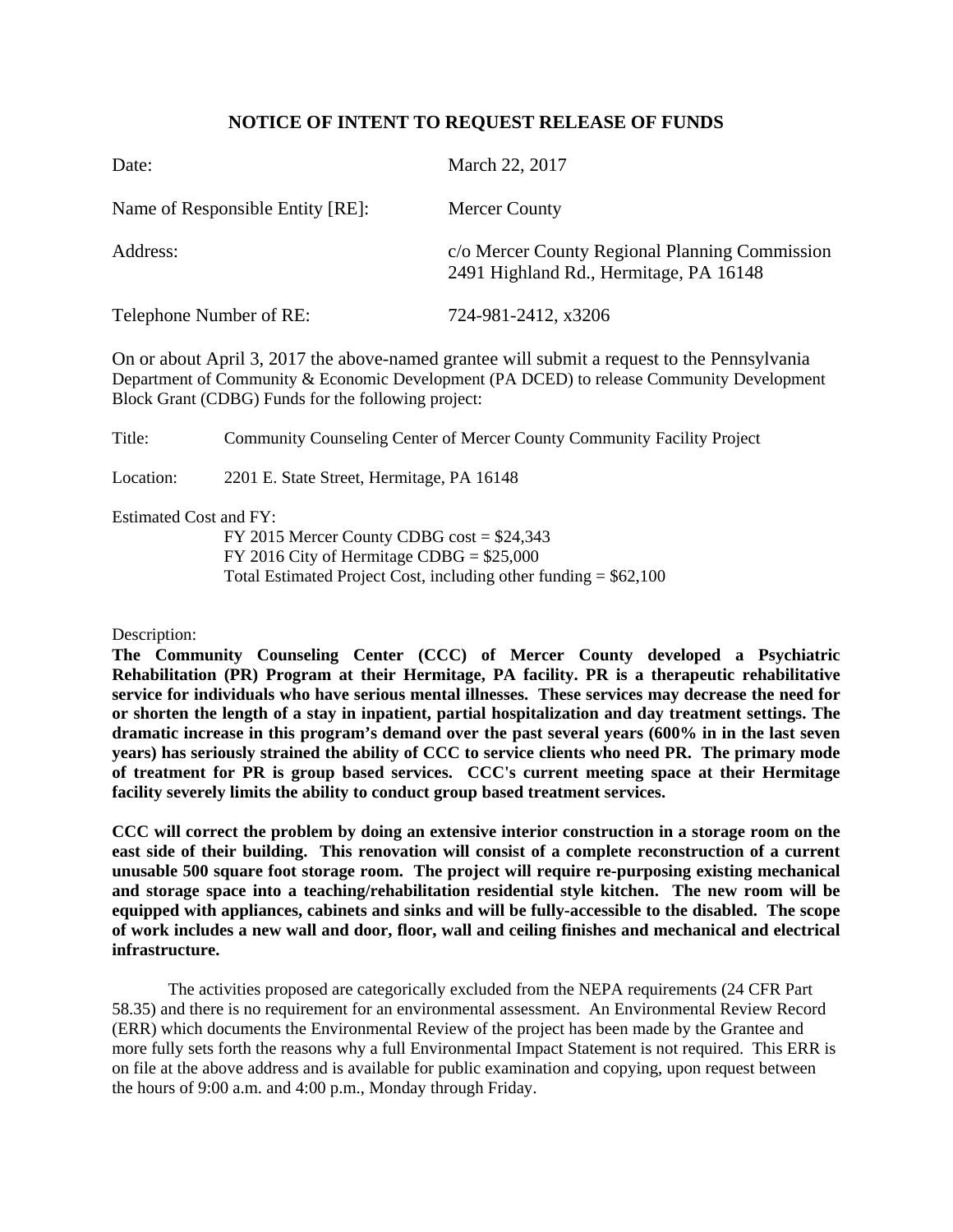# NOTICE OF INTENT TO REQUEST RELEASE OF FUNDS

Date: March 22, 2017

Name of Responsible Entity [RE]: Mercer County

Address: c/o Mercer County Regional Planning Commission
2491 Highland Rd., Hermitage, PA 16148

Telephone Number of RE: 724-981-2412, x3206

On or about April 3, 2017 the above-named grantee will submit a request to the Pennsylvania Department of Community & Economic Development (PA DCED) to release Community Development Block Grant (CDBG) Funds for the following project:

Title: Community Counseling Center of Mercer County Community Facility Project

Location: 2201 E. State Street, Hermitage, PA 16148

Estimated Cost and FY:
FY 2015 Mercer County CDBG cost = $24,343
FY 2016 City of Hermitage CDBG = $25,000
Total Estimated Project Cost, including other funding = $62,100

Description:

**The Community Counseling Center (CCC) of Mercer County developed a Psychiatric Rehabilitation (PR) Program at their Hermitage, PA facility. PR is a therapeutic rehabilitative service for individuals who have serious mental illnesses. These services may decrease the need for or shorten the length of a stay in inpatient, partial hospitalization and day treatment settings. The dramatic increase in this program's demand over the past several years (600% in in the last seven years) has seriously strained the ability of CCC to service clients who need PR. The primary mode of treatment for PR is group based services. CCC's current meeting space at their Hermitage facility severely limits the ability to conduct group based treatment services.**

**CCC will correct the problem by doing an extensive interior construction in a storage room on the east side of their building. This renovation will consist of a complete reconstruction of a current unusable 500 square foot storage room. The project will require re-purposing existing mechanical and storage space into a teaching/rehabilitation residential style kitchen. The new room will be equipped with appliances, cabinets and sinks and will be fully-accessible to the disabled. The scope of work includes a new wall and door, floor, wall and ceiling finishes and mechanical and electrical infrastructure.**

The activities proposed are categorically excluded from the NEPA requirements (24 CFR Part 58.35) and there is no requirement for an environmental assessment. An Environmental Review Record (ERR) which documents the Environmental Review of the project has been made by the Grantee and more fully sets forth the reasons why a full Environmental Impact Statement is not required. This ERR is on file at the above address and is available for public examination and copying, upon request between the hours of 9:00 a.m. and 4:00 p.m., Monday through Friday.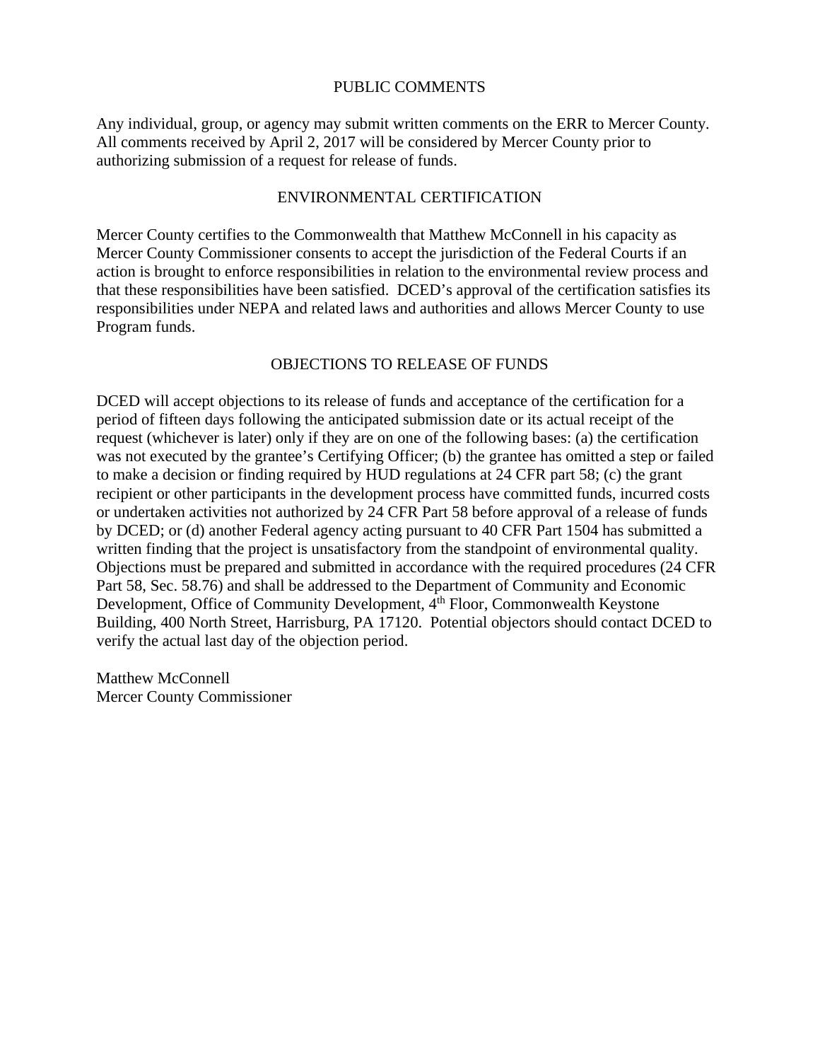## PUBLIC COMMENTS

Any individual, group, or agency may submit written comments on the ERR to Mercer County. All comments received by April 2, 2017 will be considered by Mercer County prior to authorizing submission of a request for release of funds.

## ENVIRONMENTAL CERTIFICATION

Mercer County certifies to the Commonwealth that Matthew McConnell in his capacity as Mercer County Commissioner consents to accept the jurisdiction of the Federal Courts if an action is brought to enforce responsibilities in relation to the environmental review process and that these responsibilities have been satisfied. DCED's approval of the certification satisfies its responsibilities under NEPA and related laws and authorities and allows Mercer County to use Program funds.

## OBJECTIONS TO RELEASE OF FUNDS

DCED will accept objections to its release of funds and acceptance of the certification for a period of fifteen days following the anticipated submission date or its actual receipt of the request (whichever is later) only if they are on one of the following bases: (a) the certification was not executed by the grantee's Certifying Officer; (b) the grantee has omitted a step or failed to make a decision or finding required by HUD regulations at 24 CFR part 58; (c) the grant recipient or other participants in the development process have committed funds, incurred costs or undertaken activities not authorized by 24 CFR Part 58 before approval of a release of funds by DCED; or (d) another Federal agency acting pursuant to 40 CFR Part 1504 has submitted a written finding that the project is unsatisfactory from the standpoint of environmental quality. Objections must be prepared and submitted in accordance with the required procedures (24 CFR Part 58, Sec. 58.76) and shall be addressed to the Department of Community and Economic Development, Office of Community Development, 4th Floor, Commonwealth Keystone Building, 400 North Street, Harrisburg, PA 17120. Potential objectors should contact DCED to verify the actual last day of the objection period.

Matthew McConnell
Mercer County Commissioner